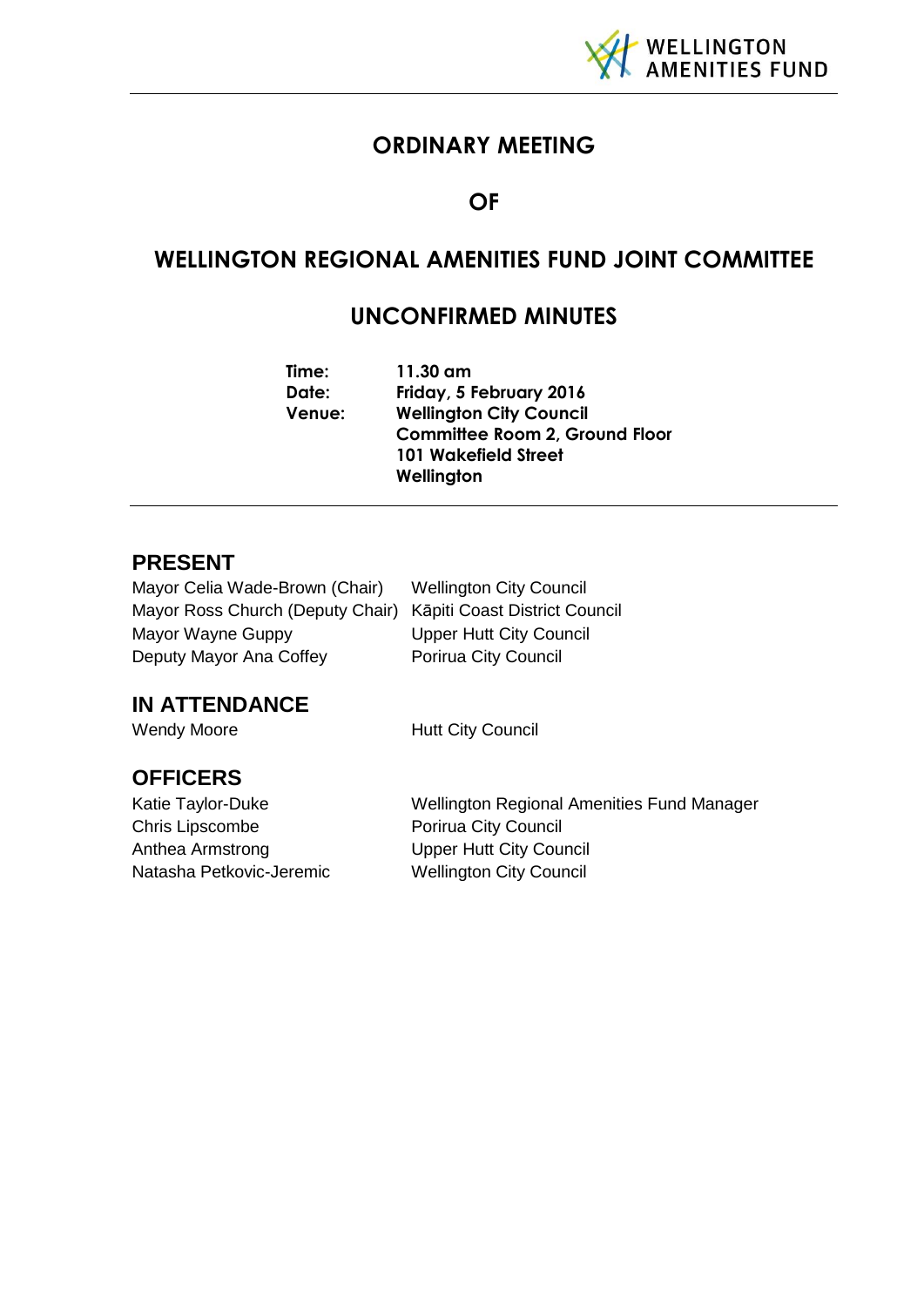WELLINGTON AMENITIES FUND

# ORDINARY MEETING

# OF

# WELLINGTON REGIONAL AMENITIES FUND JOINT COMMITTEE

# UNCONFIRMED MINUTES

|  |  |
|---|---|
| **Time:** | **11.30 am** |
| **Date:** | **Friday, 5 February 2016** |
| **Venue:** | **Wellington City Council** |
|  | **Committee Room 2, Ground Floor** |
|  | **101 Wakefield Street** |
|  | **Wellington** |

## PRESENT

|  |  |
|---|---|
| Mayor Celia Wade-Brown (Chair) | Wellington City Council |
| Mayor Ross Church (Deputy Chair) | Kāpiti Coast District Council |
| Mayor Wayne Guppy | Upper Hutt City Council |
| Deputy Mayor Ana Coffey | Porirua City Council |

## IN ATTENDANCE

|  |  |
|---|---|
| Wendy Moore | Hutt City Council |

## OFFICERS

|  |  |
|---|---|
| Katie Taylor-Duke | Wellington Regional Amenities Fund Manager |
| Chris Lipscombe | Porirua City Council |
| Anthea Armstrong | Upper Hutt City Council |
| Natasha Petkovic-Jeremic | Wellington City Council |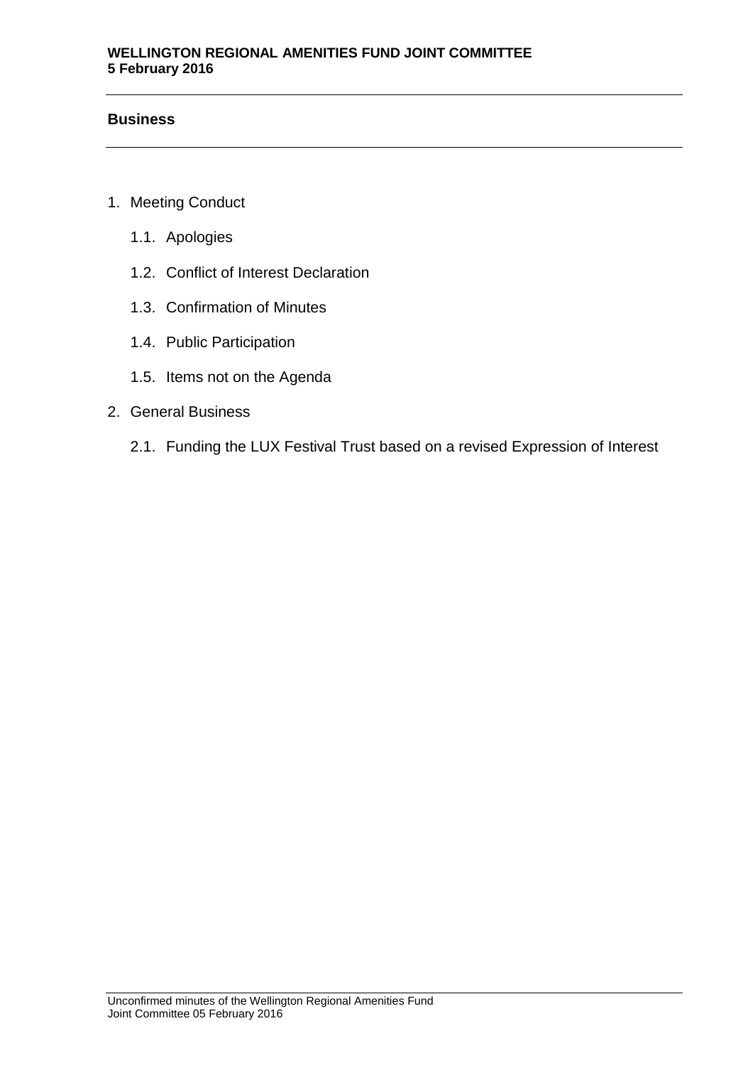## Business

1. Meeting Conduct
    1.1. Apologies
    1.2. Conflict of Interest Declaration
    1.3. Confirmation of Minutes
    1.4. Public Participation
    1.5. Items not on the Agenda
2. General Business
    2.1. Funding the LUX Festival Trust based on a revised Expression of Interest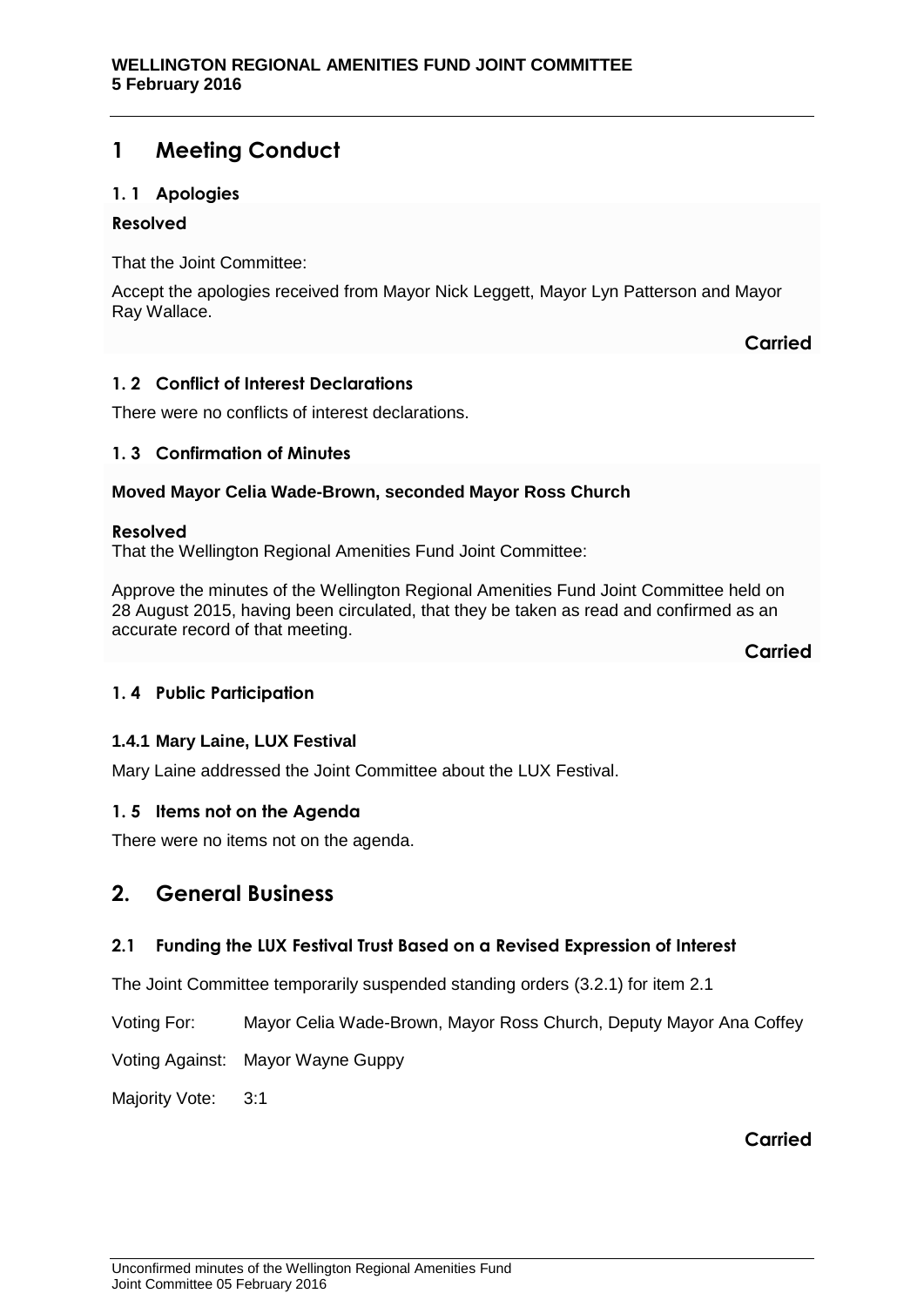# 1 Meeting Conduct

## 1. 1 Apologies

**Resolved**

That the Joint Committee:

Accept the apologies received from Mayor Nick Leggett, Mayor Lyn Patterson and Mayor Ray Wallace.

**Carried**

## 1. 2 Conflict of Interest Declarations

There were no conflicts of interest declarations.

## 1. 3 Confirmation of Minutes

**Moved Mayor Celia Wade-Brown, seconded Mayor Ross Church**

**Resolved**

That the Wellington Regional Amenities Fund Joint Committee:

Approve the minutes of the Wellington Regional Amenities Fund Joint Committee held on 28 August 2015, having been circulated, that they be taken as read and confirmed as an accurate record of that meeting.

**Carried**

## 1. 4 Public Participation

### 1.4.1 Mary Laine, LUX Festival

Mary Laine addressed the Joint Committee about the LUX Festival.

## 1. 5 Items not on the Agenda

There were no items not on the agenda.

# 2. General Business

## 2.1 Funding the LUX Festival Trust Based on a Revised Expression of Interest

The Joint Committee temporarily suspended standing orders (3.2.1) for item 2.1

Voting For: Mayor Celia Wade-Brown, Mayor Ross Church, Deputy Mayor Ana Coffey

Voting Against: Mayor Wayne Guppy

Majority Vote: 3:1

**Carried**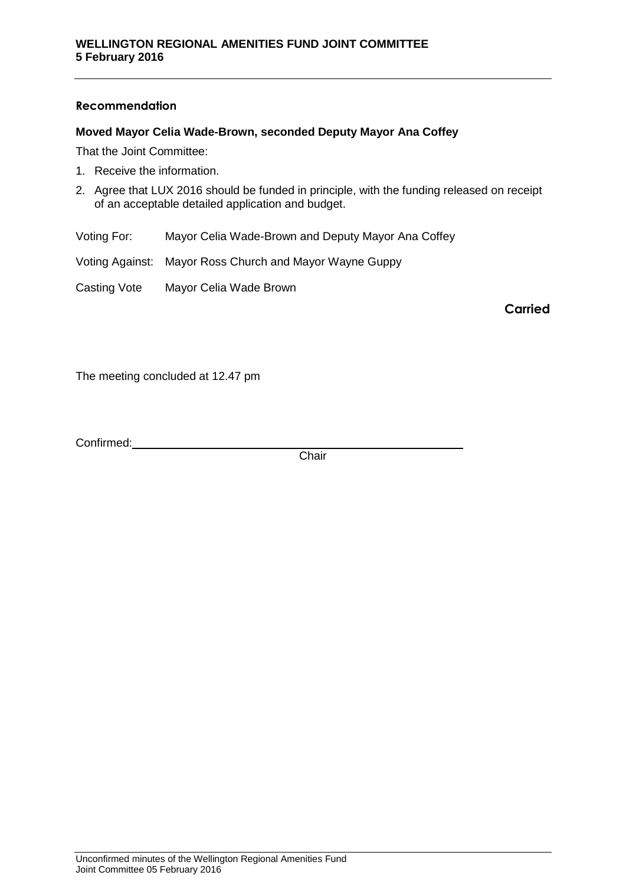### Recommendation

**Moved Mayor Celia Wade-Brown, seconded Deputy Mayor Ana Coffey**

That the Joint Committee:

1. Receive the information.
2. Agree that LUX 2016 should be funded in principle, with the funding released on receipt of an acceptable detailed application and budget.

| | |
|---|---|
| Voting For: | Mayor Celia Wade-Brown and Deputy Mayor Ana Coffey |
| Voting Against: | Mayor Ross Church and Mayor Wayne Guppy |
| Casting Vote | Mayor Celia Wade Brown |

**Carried**

The meeting concluded at 12.47 pm

Confirmed: ______________________________
Chair